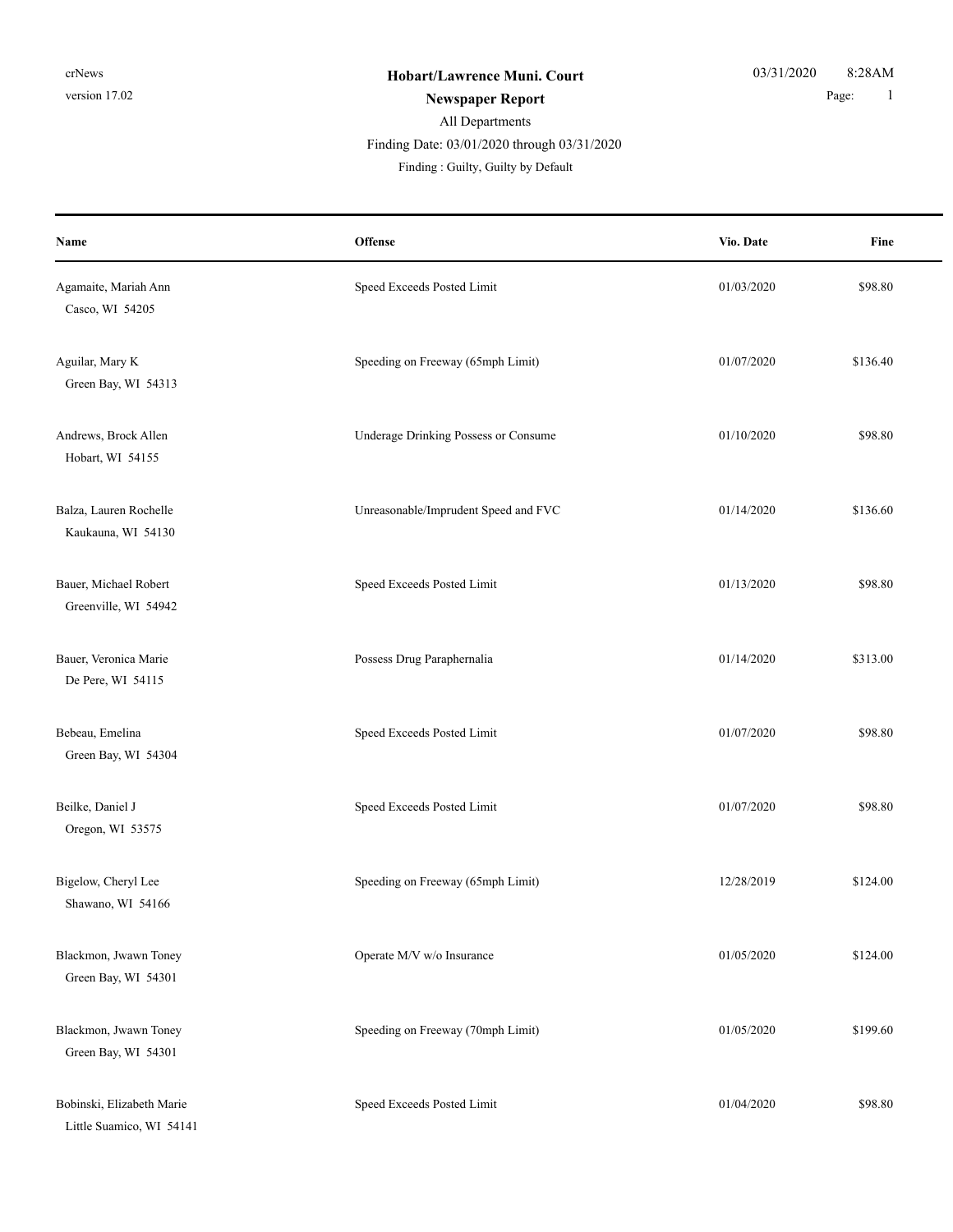crNews
version 17.02

**Hobart/Lawrence Muni. Court**
**Newspaper Report**
All Departments
Finding Date: 03/01/2020 through 03/31/2020
Finding : Guilty, Guilty by Default

03/31/2020 8:28AM

| Name | Offense | Vio. Date | Fine |
|---|---|---|---|
| Agamaite, Mariah Ann<br>Casco, WI 54205 | Speed Exceeds Posted Limit | 01/03/2020 | $98.80 |
| Aguilar, Mary K<br>Green Bay, WI 54313 | Speeding on Freeway (65mph Limit) | 01/07/2020 | $136.40 |
| Andrews, Brock Allen<br>Hobart, WI 54155 | Underage Drinking Possess or Consume | 01/10/2020 | $98.80 |
| Balza, Lauren Rochelle<br>Kaukauna, WI 54130 | Unreasonable/Imprudent Speed and FVC | 01/14/2020 | $136.60 |
| Bauer, Michael Robert<br>Greenville, WI 54942 | Speed Exceeds Posted Limit | 01/13/2020 | $98.80 |
| Bauer, Veronica Marie<br>De Pere, WI 54115 | Possess Drug Paraphernalia | 01/14/2020 | $313.00 |
| Bebeau, Emelina<br>Green Bay, WI 54304 | Speed Exceeds Posted Limit | 01/07/2020 | $98.80 |
| Beilke, Daniel J<br>Oregon, WI 53575 | Speed Exceeds Posted Limit | 01/07/2020 | $98.80 |
| Bigelow, Cheryl Lee<br>Shawano, WI 54166 | Speeding on Freeway (65mph Limit) | 12/28/2019 | $124.00 |
| Blackmon, Jwawn Toney<br>Green Bay, WI 54301 | Operate M/V w/o Insurance | 01/05/2020 | $124.00 |
| Blackmon, Jwawn Toney<br>Green Bay, WI 54301 | Speeding on Freeway (70mph Limit) | 01/05/2020 | $199.60 |
| Bobinski, Elizabeth Marie<br>Little Suamico, WI 54141 | Speed Exceeds Posted Limit | 01/04/2020 | $98.80 |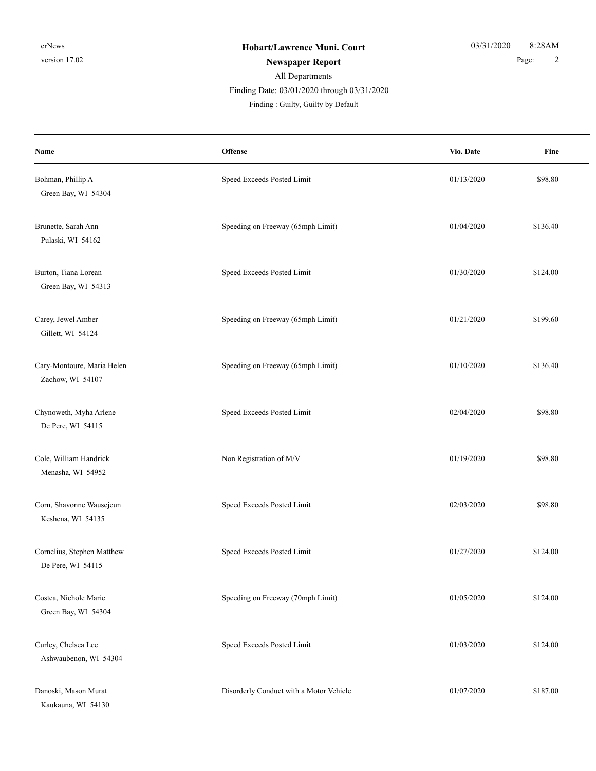**Hobart/Lawrence Muni. Court**

**Newspaper Report**

All Departments

Finding Date: 03/01/2020 through 03/31/2020

Finding : Guilty, Guilty by Default

| Name | Offense | Vio. Date | Fine |
| --- | --- | --- | --- |
| Bohman, Phillip A<br>Green Bay, WI 54304 | Speed Exceeds Posted Limit | 01/13/2020 | $98.80 |
| Brunette, Sarah Ann<br>Pulaski, WI 54162 | Speeding on Freeway (65mph Limit) | 01/04/2020 | $136.40 |
| Burton, Tiana Lorean<br>Green Bay, WI 54313 | Speed Exceeds Posted Limit | 01/30/2020 | $124.00 |
| Carey, Jewel Amber<br>Gillett, WI 54124 | Speeding on Freeway (65mph Limit) | 01/21/2020 | $199.60 |
| Cary-Montoure, Maria Helen<br>Zachow, WI 54107 | Speeding on Freeway (65mph Limit) | 01/10/2020 | $136.40 |
| Chynoweth, Myha Arlene<br>De Pere, WI 54115 | Speed Exceeds Posted Limit | 02/04/2020 | $98.80 |
| Cole, William Handrick<br>Menasha, WI 54952 | Non Registration of M/V | 01/19/2020 | $98.80 |
| Corn, Shavonne Wausejeun<br>Keshena, WI 54135 | Speed Exceeds Posted Limit | 02/03/2020 | $98.80 |
| Cornelius, Stephen Matthew<br>De Pere, WI 54115 | Speed Exceeds Posted Limit | 01/27/2020 | $124.00 |
| Costea, Nichole Marie<br>Green Bay, WI 54304 | Speeding on Freeway (70mph Limit) | 01/05/2020 | $124.00 |
| Curley, Chelsea Lee<br>Ashwaubenon, WI 54304 | Speed Exceeds Posted Limit | 01/03/2020 | $124.00 |
| Danoski, Mason Murat<br>Kaukauna, WI 54130 | Disorderly Conduct with a Motor Vehicle | 01/07/2020 | $187.00 |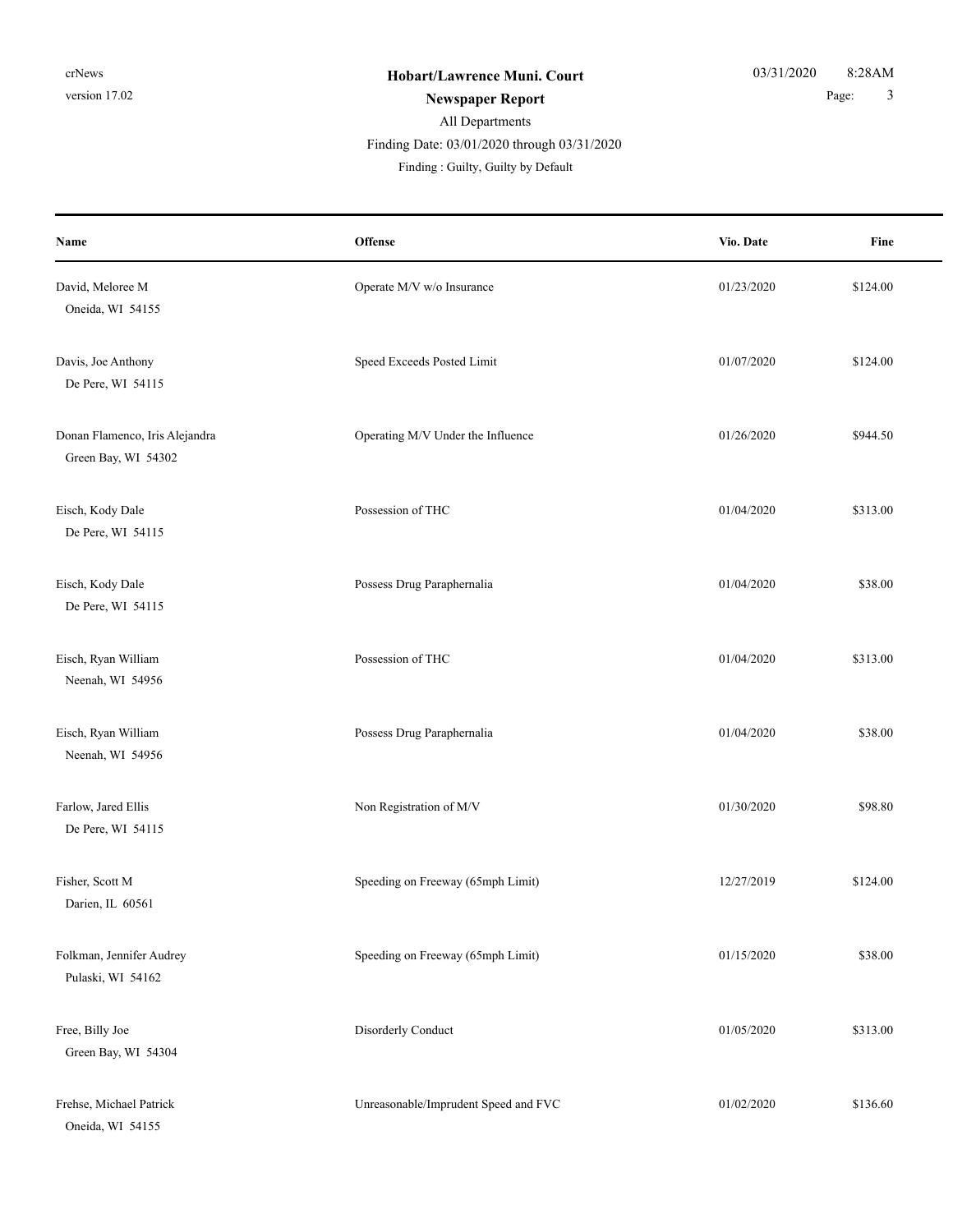**Hobart/Lawrence Muni. Court**

**Newspaper Report**

All Departments

Finding Date: 03/01/2020 through 03/31/2020

Finding : Guilty, Guilty by Default

| Name | Offense | Vio. Date | Fine |
|---|---|---|---|
| David, Meloree M<br>Oneida, WI 54155 | Operate M/V w/o Insurance | 01/23/2020 | $124.00 |
| Davis, Joe Anthony<br>De Pere, WI 54115 | Speed Exceeds Posted Limit | 01/07/2020 | $124.00 |
| Donan Flamenco, Iris Alejandra<br>Green Bay, WI 54302 | Operating M/V Under the Influence | 01/26/2020 | $944.50 |
| Eisch, Kody Dale<br>De Pere, WI 54115 | Possession of THC | 01/04/2020 | $313.00 |
| Eisch, Kody Dale<br>De Pere, WI 54115 | Possess Drug Paraphernalia | 01/04/2020 | $38.00 |
| Eisch, Ryan William<br>Neenah, WI 54956 | Possession of THC | 01/04/2020 | $313.00 |
| Eisch, Ryan William<br>Neenah, WI 54956 | Possess Drug Paraphernalia | 01/04/2020 | $38.00 |
| Farlow, Jared Ellis<br>De Pere, WI 54115 | Non Registration of M/V | 01/30/2020 | $98.80 |
| Fisher, Scott M<br>Darien, IL 60561 | Speeding on Freeway (65mph Limit) | 12/27/2019 | $124.00 |
| Folkman, Jennifer Audrey<br>Pulaski, WI 54162 | Speeding on Freeway (65mph Limit) | 01/15/2020 | $38.00 |
| Free, Billy Joe<br>Green Bay, WI 54304 | Disorderly Conduct | 01/05/2020 | $313.00 |
| Frehse, Michael Patrick<br>Oneida, WI 54155 | Unreasonable/Imprudent Speed and FVC | 01/02/2020 | $136.60 |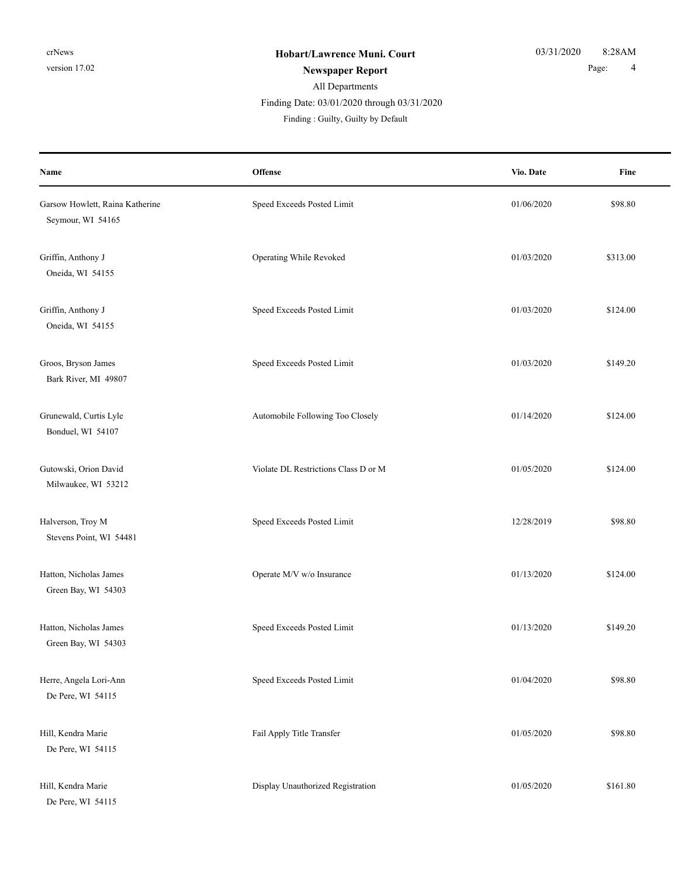**Hobart/Lawrence Muni. Court**

**Newspaper Report**

All Departments

Finding Date: 03/01/2020 through 03/31/2020

Finding : Guilty, Guilty by Default

| Name | Offense | Vio. Date | Fine |
|---|---|---|---|
| Garsow Howlett, Raina Katherine<br>Seymour, WI 54165 | Speed Exceeds Posted Limit | 01/06/2020 | $98.80 |
| Griffin, Anthony J<br>Oneida, WI 54155 | Operating While Revoked | 01/03/2020 | $313.00 |
| Griffin, Anthony J<br>Oneida, WI 54155 | Speed Exceeds Posted Limit | 01/03/2020 | $124.00 |
| Groos, Bryson James<br>Bark River, MI 49807 | Speed Exceeds Posted Limit | 01/03/2020 | $149.20 |
| Grunewald, Curtis Lyle<br>Bonduel, WI 54107 | Automobile Following Too Closely | 01/14/2020 | $124.00 |
| Gutowski, Orion David<br>Milwaukee, WI 53212 | Violate DL Restrictions Class D or M | 01/05/2020 | $124.00 |
| Halverson, Troy M<br>Stevens Point, WI 54481 | Speed Exceeds Posted Limit | 12/28/2019 | $98.80 |
| Hatton, Nicholas James<br>Green Bay, WI 54303 | Operate M/V w/o Insurance | 01/13/2020 | $124.00 |
| Hatton, Nicholas James<br>Green Bay, WI 54303 | Speed Exceeds Posted Limit | 01/13/2020 | $149.20 |
| Herre, Angela Lori-Ann<br>De Pere, WI 54115 | Speed Exceeds Posted Limit | 01/04/2020 | $98.80 |
| Hill, Kendra Marie<br>De Pere, WI 54115 | Fail Apply Title Transfer | 01/05/2020 | $98.80 |
| Hill, Kendra Marie<br>De Pere, WI 54115 | Display Unauthorized Registration | 01/05/2020 | $161.80 |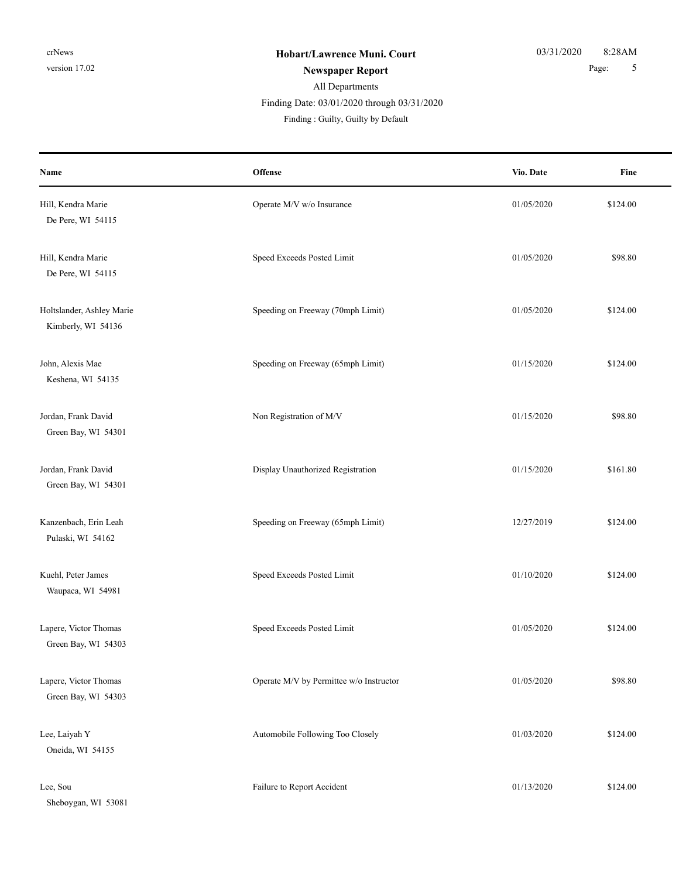**Hobart/Lawrence Muni. Court**

**Newspaper Report**

All Departments

Finding Date: 03/01/2020 through 03/31/2020

Finding : Guilty, Guilty by Default

| Name | Offense | Vio. Date | Fine |
|---|---|---|---|
| Hill, Kendra Marie<br>De Pere, WI 54115 | Operate M/V w/o Insurance | 01/05/2020 | $124.00 |
| Hill, Kendra Marie<br>De Pere, WI 54115 | Speed Exceeds Posted Limit | 01/05/2020 | $98.80 |
| Holtslander, Ashley Marie<br>Kimberly, WI 54136 | Speeding on Freeway (70mph Limit) | 01/05/2020 | $124.00 |
| John, Alexis Mae<br>Keshena, WI 54135 | Speeding on Freeway (65mph Limit) | 01/15/2020 | $124.00 |
| Jordan, Frank David<br>Green Bay, WI 54301 | Non Registration of M/V | 01/15/2020 | $98.80 |
| Jordan, Frank David<br>Green Bay, WI 54301 | Display Unauthorized Registration | 01/15/2020 | $161.80 |
| Kanzenbach, Erin Leah<br>Pulaski, WI 54162 | Speeding on Freeway (65mph Limit) | 12/27/2019 | $124.00 |
| Kuehl, Peter James<br>Waupaca, WI 54981 | Speed Exceeds Posted Limit | 01/10/2020 | $124.00 |
| Lapere, Victor Thomas<br>Green Bay, WI 54303 | Speed Exceeds Posted Limit | 01/05/2020 | $124.00 |
| Lapere, Victor Thomas<br>Green Bay, WI 54303 | Operate M/V by Permittee w/o Instructor | 01/05/2020 | $98.80 |
| Lee, Laiyah Y<br>Oneida, WI 54155 | Automobile Following Too Closely | 01/03/2020 | $124.00 |
| Lee, Sou<br>Sheboygan, WI 53081 | Failure to Report Accident | 01/13/2020 | $124.00 |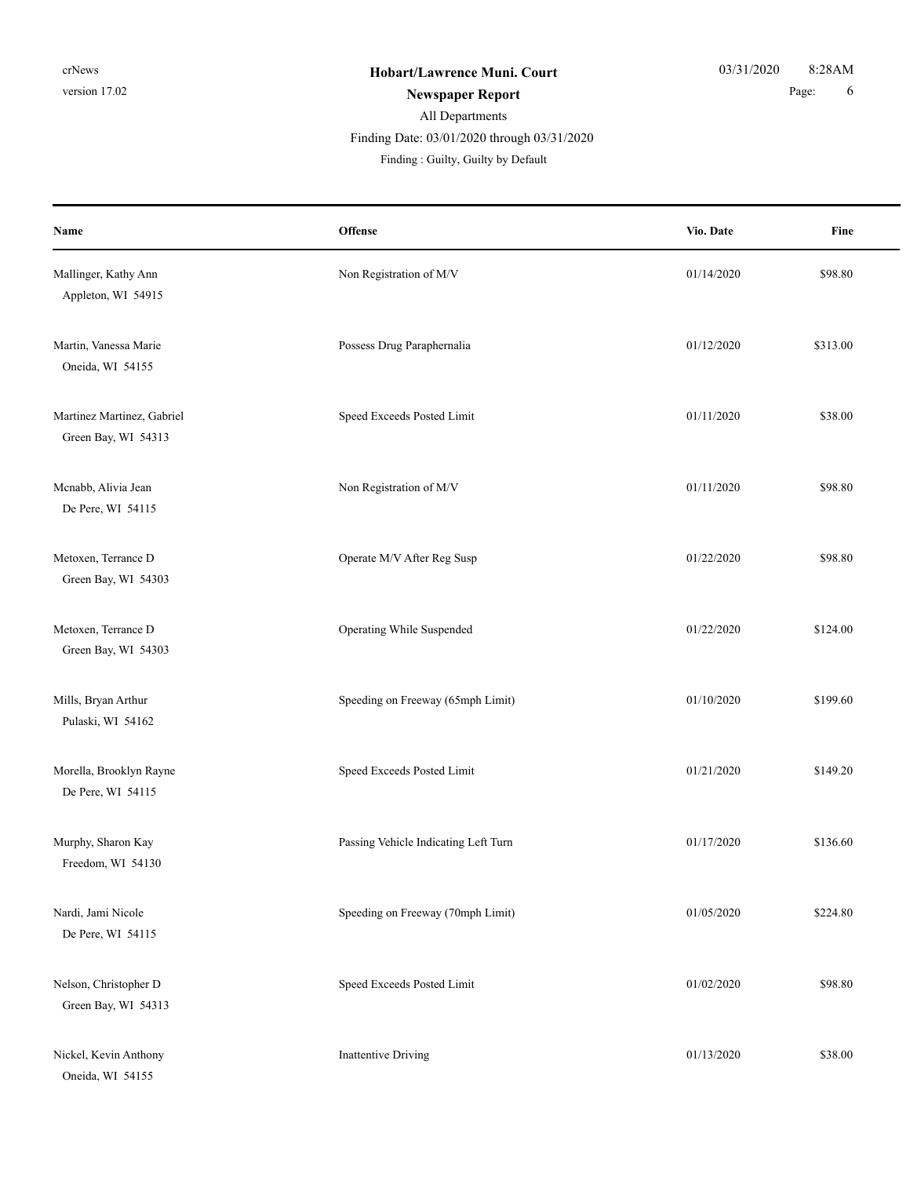**Hobart/Lawrence Muni. Court**

**Newspaper Report**

All Departments

Finding Date: 03/01/2020 through 03/31/2020

Finding : Guilty, Guilty by Default

| Name | Offense | Vio. Date | Fine |
|---|---|---|---|
| Mallinger, Kathy Ann<br>Appleton, WI 54915 | Non Registration of M/V | 01/14/2020 | $98.80 |
| Martin, Vanessa Marie<br>Oneida, WI 54155 | Possess Drug Paraphernalia | 01/12/2020 | $313.00 |
| Martinez Martinez, Gabriel<br>Green Bay, WI 54313 | Speed Exceeds Posted Limit | 01/11/2020 | $38.00 |
| Mcnabb, Alivia Jean<br>De Pere, WI 54115 | Non Registration of M/V | 01/11/2020 | $98.80 |
| Metoxen, Terrance D<br>Green Bay, WI 54303 | Operate M/V After Reg Susp | 01/22/2020 | $98.80 |
| Metoxen, Terrance D<br>Green Bay, WI 54303 | Operating While Suspended | 01/22/2020 | $124.00 |
| Mills, Bryan Arthur<br>Pulaski, WI 54162 | Speeding on Freeway (65mph Limit) | 01/10/2020 | $199.60 |
| Morella, Brooklyn Rayne<br>De Pere, WI 54115 | Speed Exceeds Posted Limit | 01/21/2020 | $149.20 |
| Murphy, Sharon Kay<br>Freedom, WI 54130 | Passing Vehicle Indicating Left Turn | 01/17/2020 | $136.60 |
| Nardi, Jami Nicole<br>De Pere, WI 54115 | Speeding on Freeway (70mph Limit) | 01/05/2020 | $224.80 |
| Nelson, Christopher D<br>Green Bay, WI 54313 | Speed Exceeds Posted Limit | 01/02/2020 | $98.80 |
| Nickel, Kevin Anthony<br>Oneida, WI 54155 | Inattentive Driving | 01/13/2020 | $38.00 |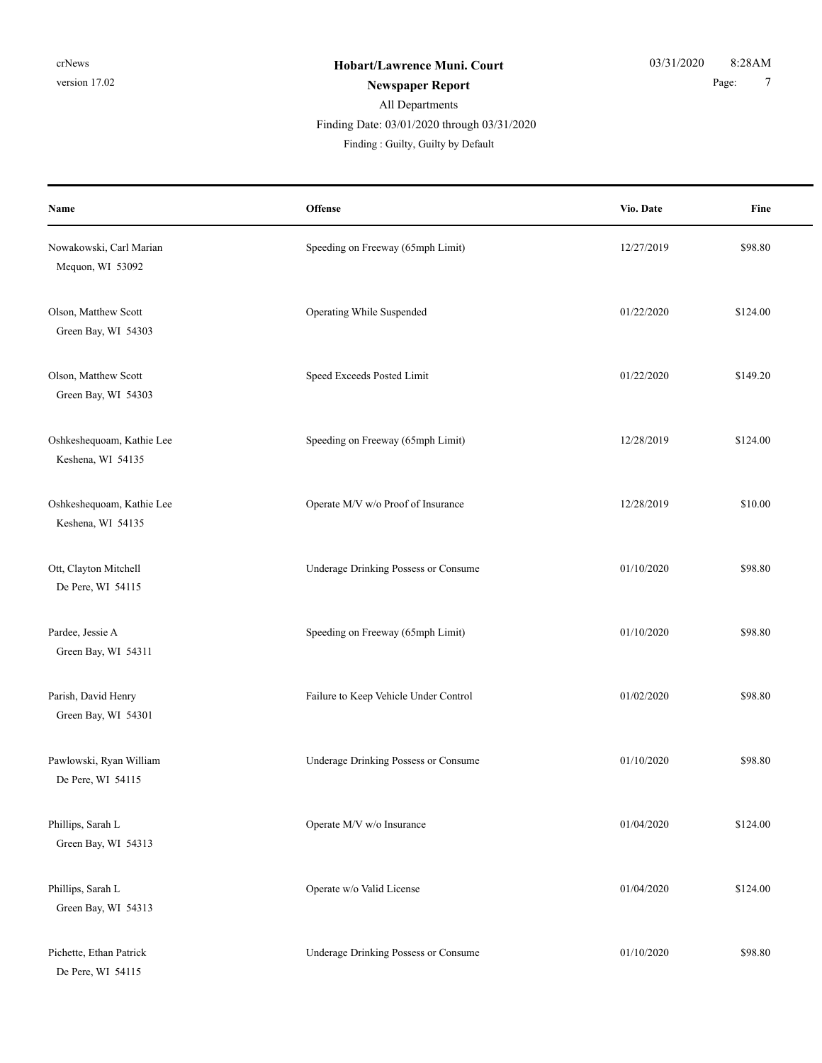**Hobart/Lawrence Muni. Court**

**Newspaper Report**

All Departments

Finding Date: 03/01/2020 through 03/31/2020

Finding : Guilty, Guilty by Default

| Name | Offense | Vio. Date | Fine |
|---|---|---|---|
| Nowakowski, Carl Marian<br>Mequon, WI 53092 | Speeding on Freeway (65mph Limit) | 12/27/2019 | $98.80 |
| Olson, Matthew Scott<br>Green Bay, WI 54303 | Operating While Suspended | 01/22/2020 | $124.00 |
| Olson, Matthew Scott<br>Green Bay, WI 54303 | Speed Exceeds Posted Limit | 01/22/2020 | $149.20 |
| Oshkeshequoam, Kathie Lee<br>Keshena, WI 54135 | Speeding on Freeway (65mph Limit) | 12/28/2019 | $124.00 |
| Oshkeshequoam, Kathie Lee<br>Keshena, WI 54135 | Operate M/V w/o Proof of Insurance | 12/28/2019 | $10.00 |
| Ott, Clayton Mitchell<br>De Pere, WI 54115 | Underage Drinking Possess or Consume | 01/10/2020 | $98.80 |
| Pardee, Jessie A<br>Green Bay, WI 54311 | Speeding on Freeway (65mph Limit) | 01/10/2020 | $98.80 |
| Parish, David Henry<br>Green Bay, WI 54301 | Failure to Keep Vehicle Under Control | 01/02/2020 | $98.80 |
| Pawlowski, Ryan William<br>De Pere, WI 54115 | Underage Drinking Possess or Consume | 01/10/2020 | $98.80 |
| Phillips, Sarah L<br>Green Bay, WI 54313 | Operate M/V w/o Insurance | 01/04/2020 | $124.00 |
| Phillips, Sarah L<br>Green Bay, WI 54313 | Operate w/o Valid License | 01/04/2020 | $124.00 |
| Pichette, Ethan Patrick<br>De Pere, WI 54115 | Underage Drinking Possess or Consume | 01/10/2020 | $98.80 |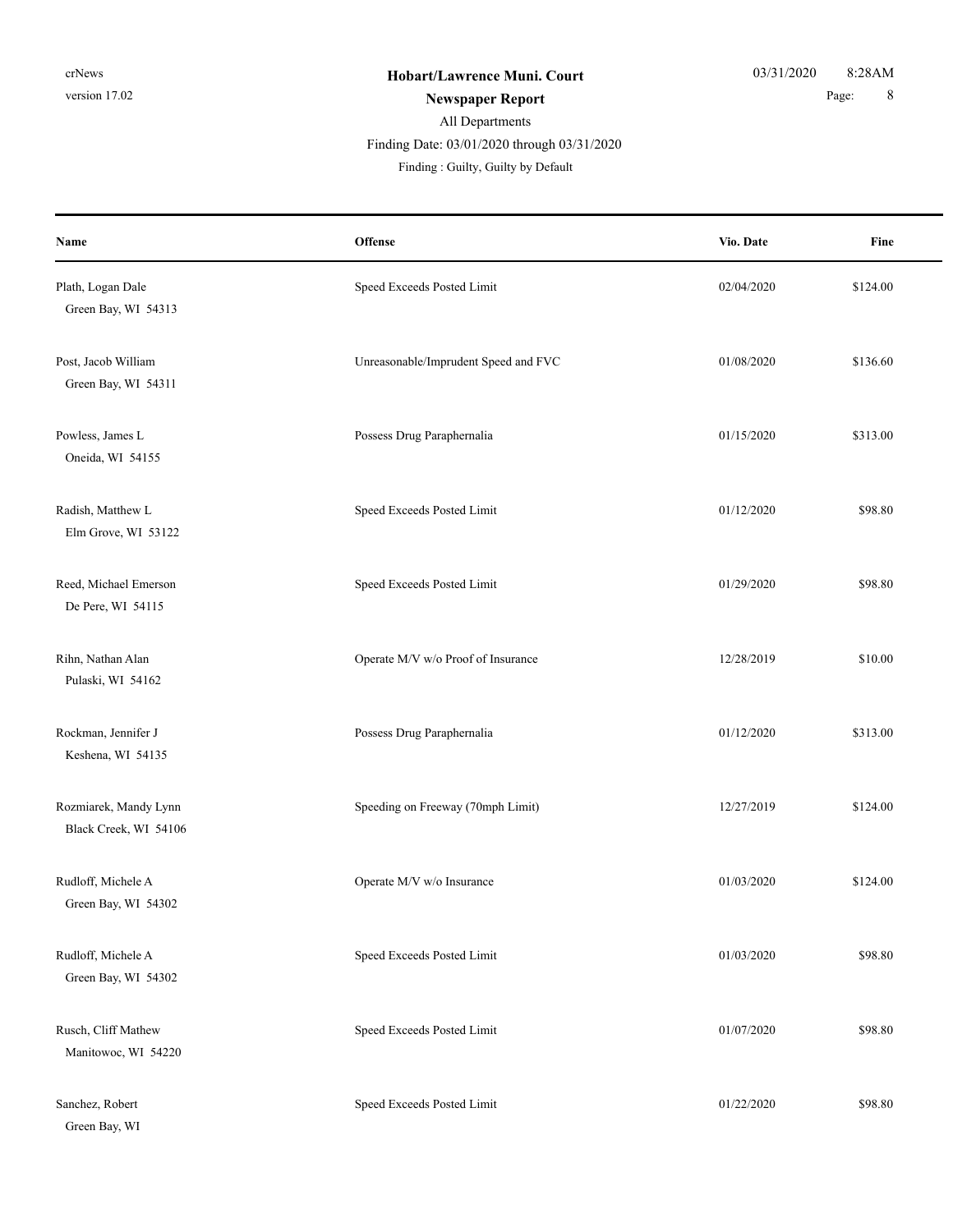**Hobart/Lawrence Muni. Court**

**Newspaper Report**

All Departments

Finding Date: 03/01/2020 through 03/31/2020

Finding : Guilty, Guilty by Default

| Name | Offense | Vio. Date | Fine |
|---|---|---|---|
| Plath, Logan Dale<br>Green Bay, WI 54313 | Speed Exceeds Posted Limit | 02/04/2020 | $124.00 |
| Post, Jacob William<br>Green Bay, WI 54311 | Unreasonable/Imprudent Speed and FVC | 01/08/2020 | $136.60 |
| Powless, James L<br>Oneida, WI 54155 | Possess Drug Paraphernalia | 01/15/2020 | $313.00 |
| Radish, Matthew L<br>Elm Grove, WI 53122 | Speed Exceeds Posted Limit | 01/12/2020 | $98.80 |
| Reed, Michael Emerson<br>De Pere, WI 54115 | Speed Exceeds Posted Limit | 01/29/2020 | $98.80 |
| Rihn, Nathan Alan<br>Pulaski, WI 54162 | Operate M/V w/o Proof of Insurance | 12/28/2019 | $10.00 |
| Rockman, Jennifer J<br>Keshena, WI 54135 | Possess Drug Paraphernalia | 01/12/2020 | $313.00 |
| Rozmiarek, Mandy Lynn<br>Black Creek, WI 54106 | Speeding on Freeway (70mph Limit) | 12/27/2019 | $124.00 |
| Rudloff, Michele A<br>Green Bay, WI 54302 | Operate M/V w/o Insurance | 01/03/2020 | $124.00 |
| Rudloff, Michele A<br>Green Bay, WI 54302 | Speed Exceeds Posted Limit | 01/03/2020 | $98.80 |
| Rusch, Cliff Mathew<br>Manitowoc, WI 54220 | Speed Exceeds Posted Limit | 01/07/2020 | $98.80 |
| Sanchez, Robert<br>Green Bay, WI | Speed Exceeds Posted Limit | 01/22/2020 | $98.80 |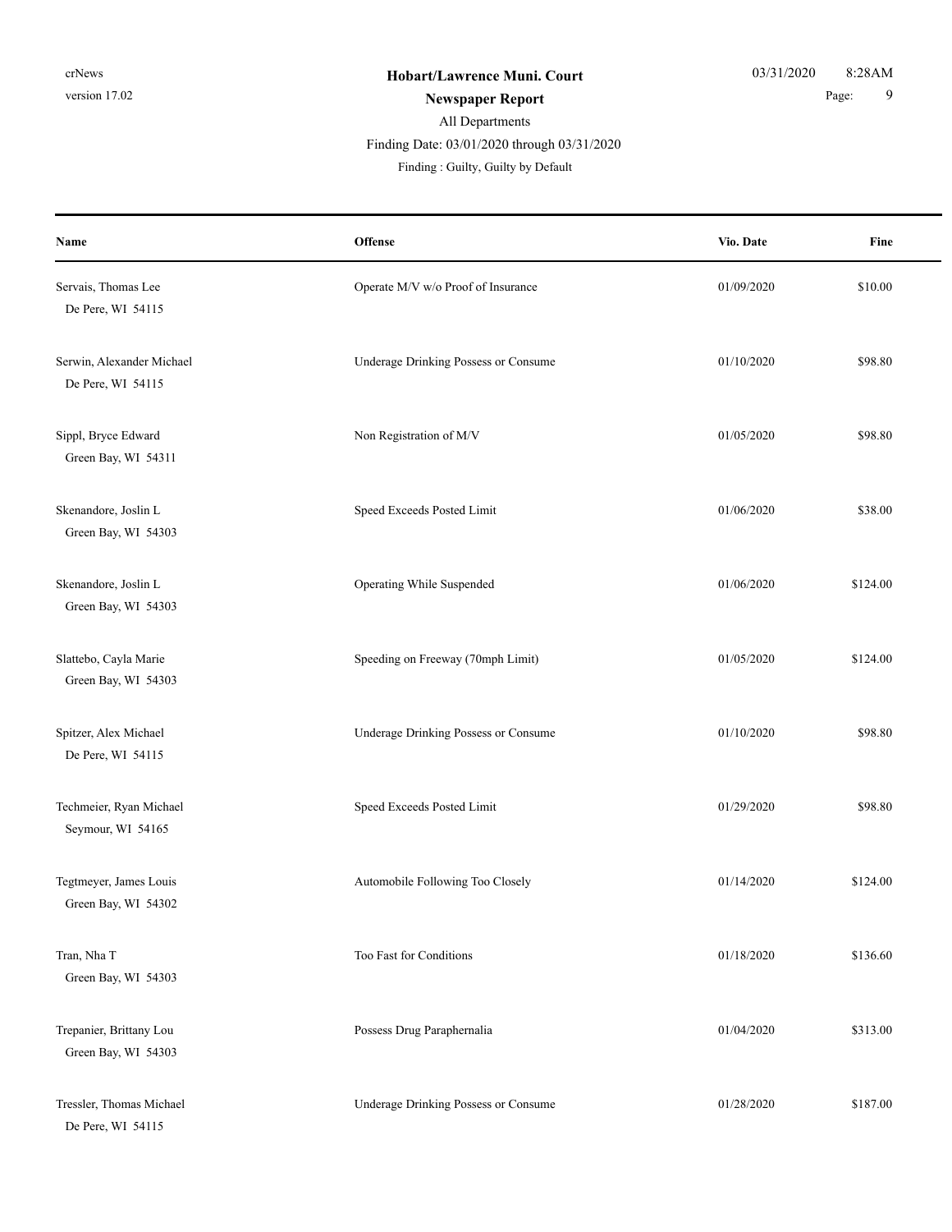**Hobart/Lawrence Muni. Court**

**Newspaper Report**

All Departments

Finding Date: 03/01/2020 through 03/31/2020

Finding : Guilty, Guilty by Default

| Name | Offense | Vio. Date | Fine |
|---|---|---|---|
| Servais, Thomas Lee<br>De Pere, WI 54115 | Operate M/V w/o Proof of Insurance | 01/09/2020 | $10.00 |
| Serwin, Alexander Michael<br>De Pere, WI 54115 | Underage Drinking Possess or Consume | 01/10/2020 | $98.80 |
| Sippl, Bryce Edward<br>Green Bay, WI 54311 | Non Registration of M/V | 01/05/2020 | $98.80 |
| Skenandore, Joslin L<br>Green Bay, WI 54303 | Speed Exceeds Posted Limit | 01/06/2020 | $38.00 |
| Skenandore, Joslin L<br>Green Bay, WI 54303 | Operating While Suspended | 01/06/2020 | $124.00 |
| Slattebo, Cayla Marie<br>Green Bay, WI 54303 | Speeding on Freeway (70mph Limit) | 01/05/2020 | $124.00 |
| Spitzer, Alex Michael<br>De Pere, WI 54115 | Underage Drinking Possess or Consume | 01/10/2020 | $98.80 |
| Techmeier, Ryan Michael<br>Seymour, WI 54165 | Speed Exceeds Posted Limit | 01/29/2020 | $98.80 |
| Tegtmeyer, James Louis<br>Green Bay, WI 54302 | Automobile Following Too Closely | 01/14/2020 | $124.00 |
| Tran, Nha T<br>Green Bay, WI 54303 | Too Fast for Conditions | 01/18/2020 | $136.60 |
| Trepanier, Brittany Lou<br>Green Bay, WI 54303 | Possess Drug Paraphernalia | 01/04/2020 | $313.00 |
| Tressler, Thomas Michael<br>De Pere, WI 54115 | Underage Drinking Possess or Consume | 01/28/2020 | $187.00 |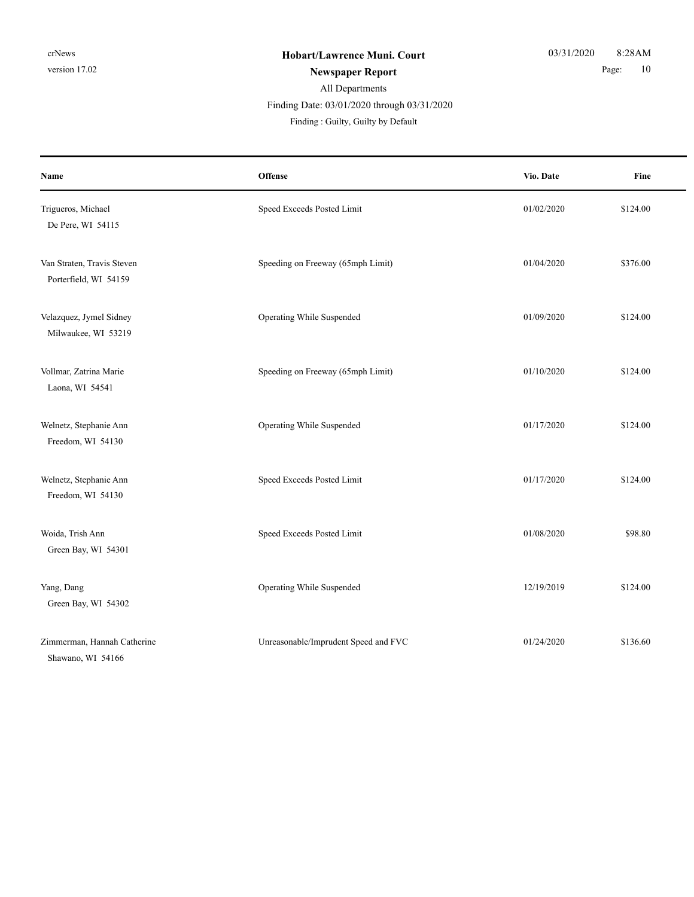| Name | Offense | Vio. Date | Fine |
|---|---|---|---|
| Trigueros, Michael<br>De Pere, WI 54115 | Speed Exceeds Posted Limit | 01/02/2020 | $124.00 |
| Van Straten, Travis Steven<br>Porterfield, WI 54159 | Speeding on Freeway (65mph Limit) | 01/04/2020 | $376.00 |
| Velazquez, Jymel Sidney<br>Milwaukee, WI 53219 | Operating While Suspended | 01/09/2020 | $124.00 |
| Vollmar, Zatrina Marie<br>Laona, WI 54541 | Speeding on Freeway (65mph Limit) | 01/10/2020 | $124.00 |
| Welnetz, Stephanie Ann<br>Freedom, WI 54130 | Operating While Suspended | 01/17/2020 | $124.00 |
| Welnetz, Stephanie Ann<br>Freedom, WI 54130 | Speed Exceeds Posted Limit | 01/17/2020 | $124.00 |
| Woida, Trish Ann<br>Green Bay, WI 54301 | Speed Exceeds Posted Limit | 01/08/2020 | $98.80 |
| Yang, Dang<br>Green Bay, WI 54302 | Operating While Suspended | 12/19/2019 | $124.00 |
| Zimmerman, Hannah Catherine<br>Shawano, WI 54166 | Unreasonable/Imprudent Speed and FVC | 01/24/2020 | $136.60 |